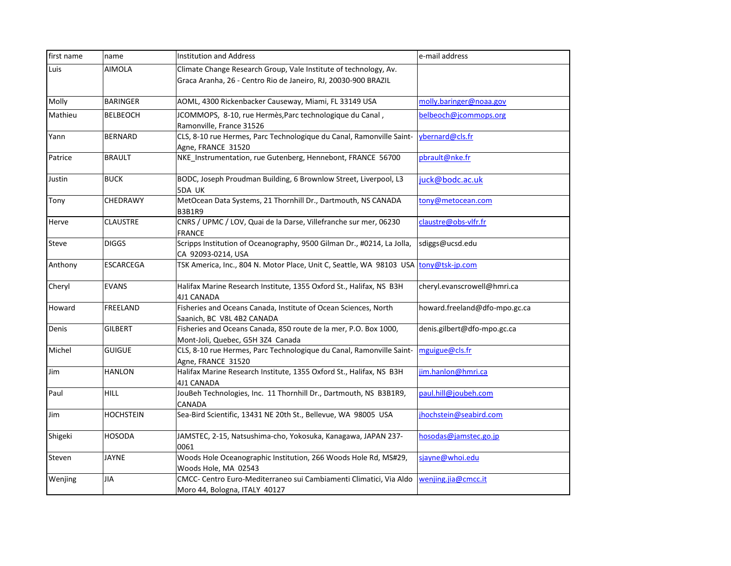| first name | name | Institution and Address | e-mail address |
|---|---|---|---|
| Luis | AIMOLA | Climate Change Research Group, Vale Institute of technology, Av. Graca Aranha, 26 - Centro Rio de Janeiro, RJ, 20030-900 BRAZIL | |
| Molly | BARINGER | AOML, 4300 Rickenbacker Causeway, Miami, FL 33149 USA | molly.baringer@noaa.gov |
| Mathieu | BELBEOCH | JCOMMOPS, 8-10, rue Hermès,Parc technologique du Canal , Ramonville, France 31526 | belbeoch@jcommops.org |
| Yann | BERNARD | CLS, 8-10 rue Hermes, Parc Technologique du Canal, Ramonville Saint-Agne, FRANCE 31520 | ybernard@cls.fr |
| Patrice | BRAULT | NKE_Instrumentation, rue Gutenberg, Hennebont, FRANCE 56700 | pbrault@nke.fr |
| Justin | BUCK | BODC, Joseph Proudman Building, 6 Brownlow Street, Liverpool, L3 5DA UK | juck@bodc.ac.uk |
| Tony | CHEDRAWY | MetOcean Data Systems, 21 Thornhill Dr., Dartmouth, NS CANADA B3B1R9 | tony@metocean.com |
| Herve | CLAUSTRE | CNRS / UPMC / LOV, Quai de la Darse, Villefranche sur mer, 06230 FRANCE | claustre@obs-vlfr.fr |
| Steve | DIGGS | Scripps Institution of Oceanography, 9500 Gilman Dr., #0214, La Jolla, CA 92093-0214, USA | sdiggs@ucsd.edu |
| Anthony | ESCARCEGA | TSK America, Inc., 804 N. Motor Place, Unit C, Seattle, WA 98103 USA | tony@tsk-jp.com |
| Cheryl | EVANS | Halifax Marine Research Institute, 1355 Oxford St., Halifax, NS B3H 4J1 CANADA | cheryl.evanscrowell@hmri.ca |
| Howard | FREELAND | Fisheries and Oceans Canada, Institute of Ocean Sciences, North Saanich, BC V8L 4B2 CANADA | howard.freeland@dfo-mpo.gc.ca |
| Denis | GILBERT | Fisheries and Oceans Canada, 850 route de la mer, P.O. Box 1000, Mont-Joli, Quebec, G5H 3Z4 Canada | denis.gilbert@dfo-mpo.gc.ca |
| Michel | GUIGUE | CLS, 8-10 rue Hermes, Parc Technologique du Canal, Ramonville Saint-Agne, FRANCE 31520 | mguigue@cls.fr |
| Jim | HANLON | Halifax Marine Research Institute, 1355 Oxford St., Halifax, NS B3H 4J1 CANADA | jim.hanlon@hmri.ca |
| Paul | HILL | JouBeh Technologies, Inc. 11 Thornhill Dr., Dartmouth, NS B3B1R9, CANADA | paul.hill@joubeh.com |
| Jim | HOCHSTEIN | Sea-Bird Scientific, 13431 NE 20th St., Bellevue, WA 98005 USA | jhochstein@seabird.com |
| Shigeki | HOSODA | JAMSTEC, 2-15, Natsushima-cho, Yokosuka, Kanagawa, JAPAN 237-0061 | hosodas@jamstec.go.jp |
| Steven | JAYNE | Woods Hole Oceanographic Institution, 266 Woods Hole Rd, MS#29, Woods Hole, MA 02543 | sjayne@whoi.edu |
| Wenjing | JIA | CMCC- Centro Euro-Mediterraneo sui Cambiamenti Climatici, Via Aldo Moro 44, Bologna, ITALY 40127 | wenjing.jia@cmcc.it |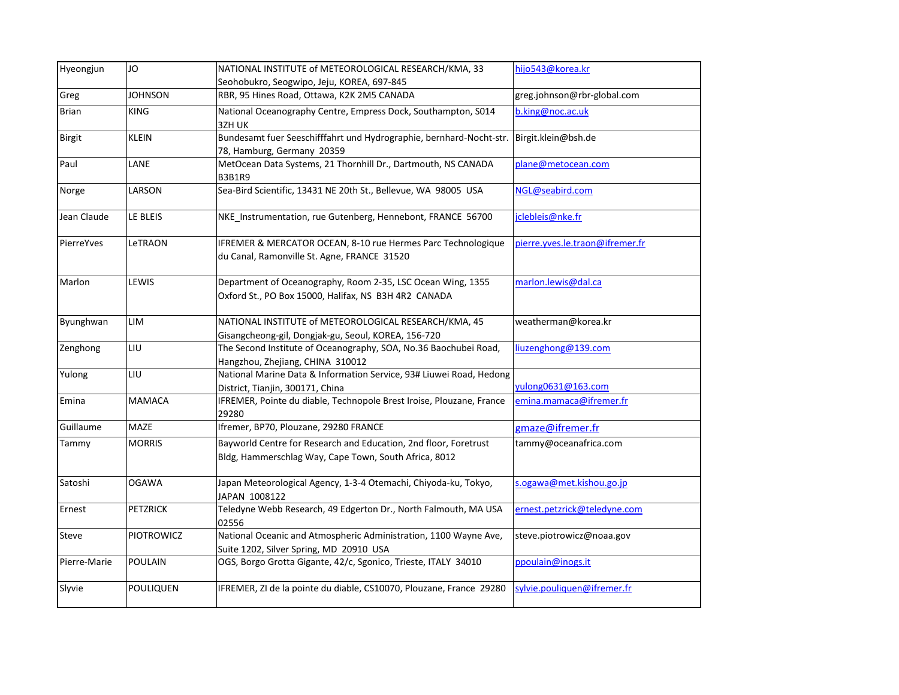| | | | |
|---|---|---|---|
| Hyeongjun | JO | NATIONAL INSTITUTE of METEOROLOGICAL RESEARCH/KMA, 33 Seohobukro, Seogwipo, Jeju, KOREA, 697-845 | hijo543@korea.kr |
| Greg | JOHNSON | RBR, 95 Hines Road, Ottawa, K2K 2M5 CANADA | greg.johnson@rbr-global.com |
| Brian | KING | National Oceanography Centre, Empress Dock, Southampton, S014 3ZH UK | b.king@noc.ac.uk |
| Birgit | KLEIN | Bundesamt fuer Seeschifffahrt und Hydrographie, bernhard-Nocht-str. 78, Hamburg, Germany 20359 | Birgit.klein@bsh.de |
| Paul | LANE | MetOcean Data Systems, 21 Thornhill Dr., Dartmouth, NS CANADA B3B1R9 | plane@metocean.com |
| Norge | LARSON | Sea-Bird Scientific, 13431 NE 20th St., Bellevue, WA 98005 USA | NGL@seabird.com |
| Jean Claude | LE BLEIS | NKE_Instrumentation, rue Gutenberg, Hennebont, FRANCE 56700 | jclebleis@nke.fr |
| PierreYves | LeTRAON | IFREMER & MERCATOR OCEAN, 8-10 rue Hermes Parc Technologique du Canal, Ramonville St. Agne, FRANCE 31520 | pierre.yves.le.traon@ifremer.fr |
| Marlon | LEWIS | Department of Oceanography, Room 2-35, LSC Ocean Wing, 1355 Oxford St., PO Box 15000, Halifax, NS B3H 4R2 CANADA | marlon.lewis@dal.ca |
| Byunghwan | LIM | NATIONAL INSTITUTE of METEOROLOGICAL RESEARCH/KMA, 45 Gisangcheong-gil, Dongjak-gu, Seoul, KOREA, 156-720 | weatherman@korea.kr |
| Zenghong | LIU | The Second Institute of Oceanography, SOA, No.36 Baochubei Road, Hangzhou, Zhejiang, CHINA 310012 | liuzenghong@139.com |
| Yulong | LIU | National Marine Data & Information Service, 93# Liuwei Road, Hedong District, Tianjin, 300171, China | yulong0631@163.com |
| Emina | MAMACA | IFREMER, Pointe du diable, Technopole Brest Iroise, Plouzane, France 29280 | emina.mamaca@ifremer.fr |
| Guillaume | MAZE | Ifremer, BP70, Plouzane, 29280 FRANCE | gmaze@ifremer.fr |
| Tammy | MORRIS | Bayworld Centre for Research and Education, 2nd floor, Foretrust Bldg, Hammerschlag Way, Cape Town, South Africa, 8012 | tammy@oceanafrica.com |
| Satoshi | OGAWA | Japan Meteorological Agency, 1-3-4 Otemachi, Chiyoda-ku, Tokyo, JAPAN 1008122 | s.ogawa@met.kishou.go.jp |
| Ernest | PETZRICK | Teledyne Webb Research, 49 Edgerton Dr., North Falmouth, MA USA 02556 | ernest.petzrick@teledyne.com |
| Steve | PIOTROWICZ | National Oceanic and Atmospheric Administration, 1100 Wayne Ave, Suite 1202, Silver Spring, MD 20910 USA | steve.piotrowicz@noaa.gov |
| Pierre-Marie | POULAIN | OGS, Borgo Grotta Gigante, 42/c, Sgonico, Trieste, ITALY 34010 | ppoulain@inogs.it |
| Slyvie | POULIQUEN | IFREMER, ZI de la pointe du diable, CS10070, Plouzane, France 29280 | sylvie.pouliquen@ifremer.fr |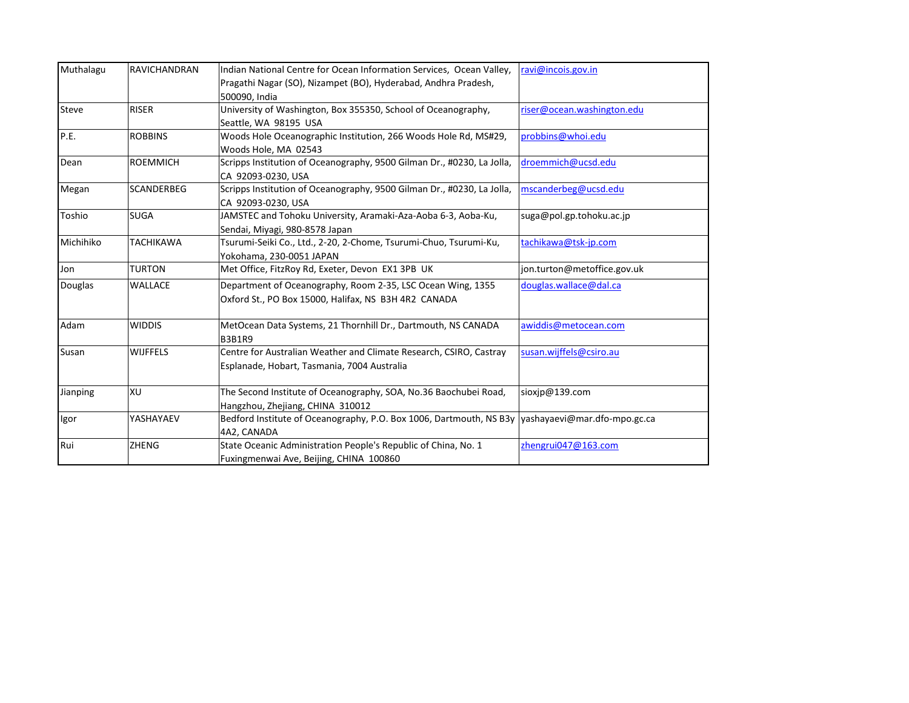| | | | |
|---|---|---|---|
| Muthalagu | RAVICHANDRAN | Indian National Centre for Ocean Information Services, Ocean Valley, Pragathi Nagar (SO), Nizampet (BO), Hyderabad, Andhra Pradesh, 500090, India | ravi@incois.gov.in |
| Steve | RISER | University of Washington, Box 355350, School of Oceanography, Seattle, WA 98195 USA | riser@ocean.washington.edu |
| P.E. | ROBBINS | Woods Hole Oceanographic Institution, 266 Woods Hole Rd, MS#29, Woods Hole, MA 02543 | probbins@whoi.edu |
| Dean | ROEMMICH | Scripps Institution of Oceanography, 9500 Gilman Dr., #0230, La Jolla, CA 92093-0230, USA | droemmich@ucsd.edu |
| Megan | SCANDERBEG | Scripps Institution of Oceanography, 9500 Gilman Dr., #0230, La Jolla, CA 92093-0230, USA | mscanderbeg@ucsd.edu |
| Toshio | SUGA | JAMSTEC and Tohoku University, Aramaki-Aza-Aoba 6-3, Aoba-Ku, Sendai, Miyagi, 980-8578 Japan | suga@pol.gp.tohoku.ac.jp |
| Michihiko | TACHIKAWA | Tsurumi-Seiki Co., Ltd., 2-20, 2-Chome, Tsurumi-Chuo, Tsurumi-Ku, Yokohama, 230-0051 JAPAN | tachikawa@tsk-jp.com |
| Jon | TURTON | Met Office, FitzRoy Rd, Exeter, Devon EX1 3PB UK | jon.turton@metoffice.gov.uk |
| Douglas | WALLACE | Department of Oceanography, Room 2-35, LSC Ocean Wing, 1355 Oxford St., PO Box 15000, Halifax, NS B3H 4R2 CANADA | douglas.wallace@dal.ca |
| Adam | WIDDIS | MetOcean Data Systems, 21 Thornhill Dr., Dartmouth, NS CANADA B3B1R9 | awiddis@metocean.com |
| Susan | WIJFFELS | Centre for Australian Weather and Climate Research, CSIRO, Castray Esplanade, Hobart, Tasmania, 7004 Australia | susan.wijffels@csiro.au |
| Jianping | XU | The Second Institute of Oceanography, SOA, No.36 Baochubei Road, Hangzhou, Zhejiang, CHINA 310012 | sioxjp@139.com |
| Igor | YASHAYAEV | Bedford Institute of Oceanography, P.O. Box 1006, Dartmouth, NS B3y 4A2, CANADA | yashayaevi@mar.dfo-mpo.gc.ca |
| Rui | ZHENG | State Oceanic Administration People's Republic of China, No. 1 Fuxingmenwai Ave, Beijing, CHINA 100860 | zhengrui047@163.com |